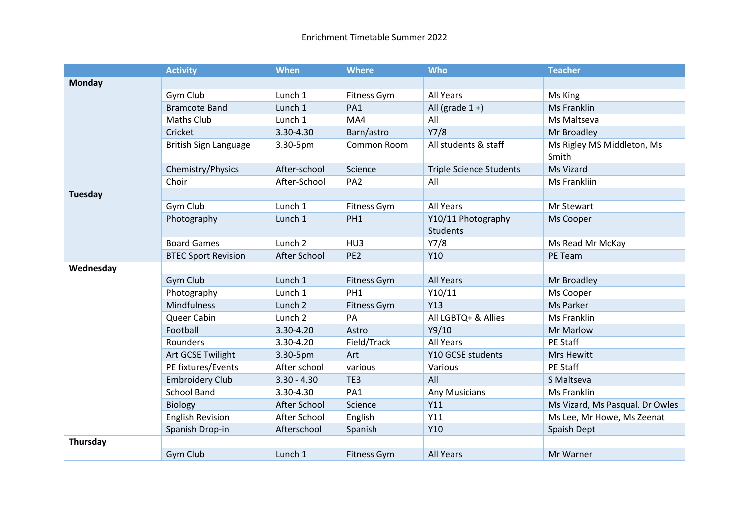Enrichment Timetable Summer 2022

| | Activity | When | Where | Who | Teacher |
|---|---|---|---|---|---|
| **Monday** | | | | | |
| | Gym Club | Lunch 1 | Fitness Gym | All Years | Ms King |
| | Bramcote Band | Lunch 1 | PA1 | All (grade 1 +) | Ms Franklin |
| | Maths Club | Lunch 1 | MA4 | All | Ms Maltseva |
| | Cricket | 3.30-4.30 | Barn/astro | Y7/8 | Mr Broadley |
| | British Sign Language | 3.30-5pm | Common Room | All students & staff | Ms Rigley MS Middleton, Ms Smith |
| | Chemistry/Physics | After-school | Science | Triple Science Students | Ms Vizard |
| | Choir | After-School | PA2 | All | Ms Frankliin |
| **Tuesday** | | | | | |
| | Gym Club | Lunch 1 | Fitness Gym | All Years | Mr Stewart |
| | Photography | Lunch 1 | PH1 | Y10/11 Photography Students | Ms Cooper |
| | Board Games | Lunch 2 | HU3 | Y7/8 | Ms Read Mr McKay |
| | BTEC Sport Revision | After School | PE2 | Y10 | PE Team |
| **Wednesday** | | | | | |
| | Gym Club | Lunch 1 | Fitness Gym | All Years | Mr Broadley |
| | Photography | Lunch 1 | PH1 | Y10/11 | Ms Cooper |
| | Mindfulness | Lunch 2 | Fitness Gym | Y13 | Ms Parker |
| | Queer Cabin | Lunch 2 | PA | All LGBTQ+ & Allies | Ms Franklin |
| | Football | 3.30-4.20 | Astro | Y9/10 | Mr Marlow |
| | Rounders | 3.30-4.20 | Field/Track | All Years | PE Staff |
| | Art GCSE Twilight | 3.30-5pm | Art | Y10 GCSE students | Mrs Hewitt |
| | PE fixtures/Events | After school | various | Various | PE Staff |
| | Embroidery Club | 3.30 - 4.30 | TE3 | All | S Maltseva |
| | School Band | 3.30-4.30 | PA1 | Any Musicians | Ms Franklin |
| | Biology | After School | Science | Y11 | Ms Vizard, Ms Pasqual. Dr Owles |
| | English Revision | After School | English | Y11 | Ms Lee, Mr Howe, Ms Zeenat |
| | Spanish Drop-in | Afterschool | Spanish | Y10 | Spaish Dept |
| **Thursday** | | | | | |
| | Gym Club | Lunch 1 | Fitness Gym | All Years | Mr Warner |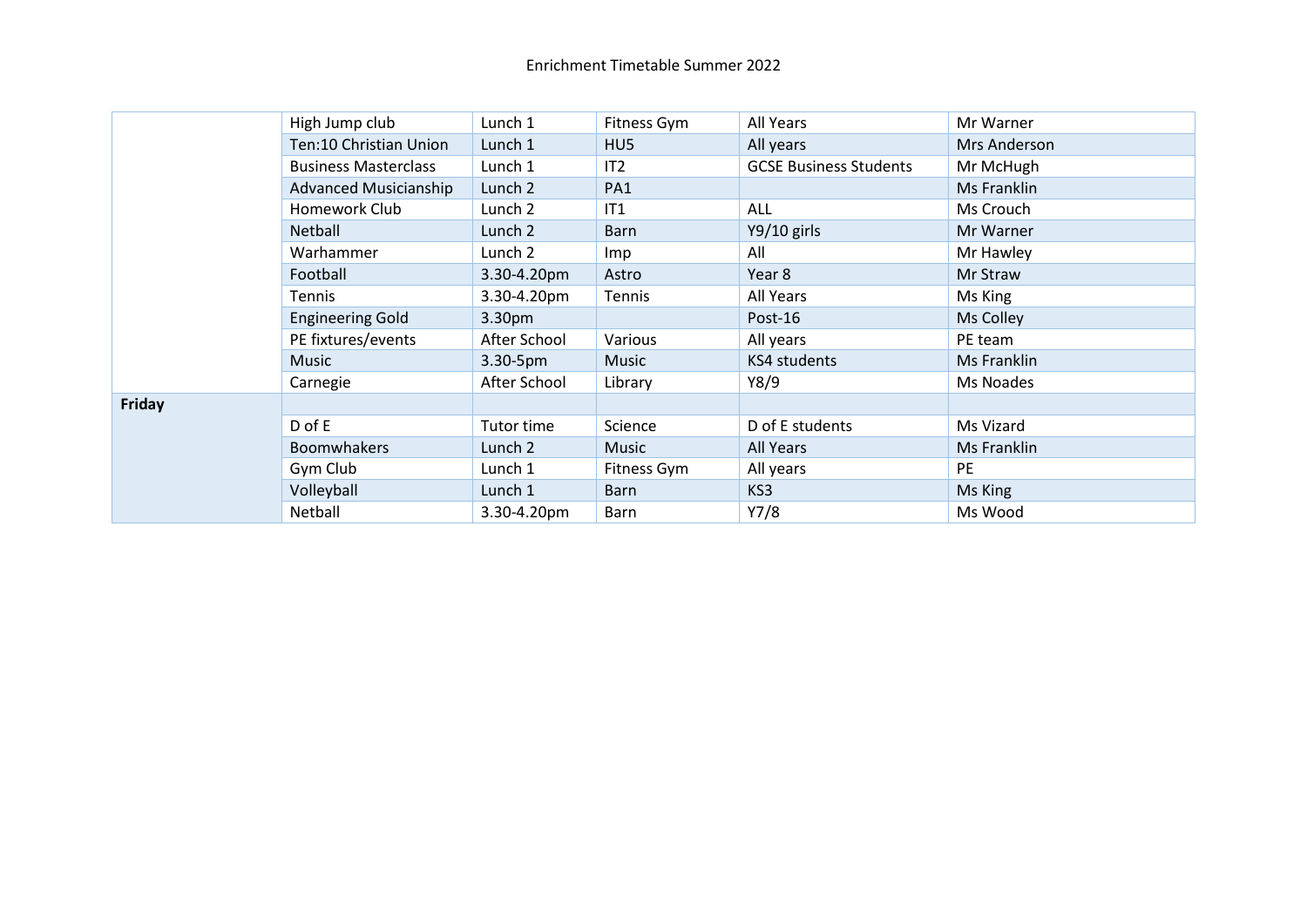# Enrichment Timetable Summer 2022

| | | | | | |
|---|---|---|---|---|---|
| | High Jump club | Lunch 1 | Fitness Gym | All Years | Mr Warner |
| | Ten:10 Christian Union | Lunch 1 | HU5 | All years | Mrs Anderson |
| | Business Masterclass | Lunch 1 | IT2 | GCSE Business Students | Mr McHugh |
| | Advanced Musicianship | Lunch 2 | PA1 | | Ms Franklin |
| | Homework Club | Lunch 2 | IT1 | ALL | Ms Crouch |
| | Netball | Lunch 2 | Barn | Y9/10 girls | Mr Warner |
| | Warhammer | Lunch 2 | Imp | All | Mr Hawley |
| | Football | 3.30-4.20pm | Astro | Year 8 | Mr Straw |
| | Tennis | 3.30-4.20pm | Tennis | All Years | Ms King |
| | Engineering Gold | 3.30pm | | Post-16 | Ms Colley |
| | PE fixtures/events | After School | Various | All years | PE team |
| | Music | 3.30-5pm | Music | KS4 students | Ms Franklin |
| | Carnegie | After School | Library | Y8/9 | Ms Noades |
| **Friday** | | | | | |
| | D of E | Tutor time | Science | D of E students | Ms Vizard |
| | Boomwhakers | Lunch 2 | Music | All Years | Ms Franklin |
| | Gym Club | Lunch 1 | Fitness Gym | All years | PE |
| | Volleyball | Lunch 1 | Barn | KS3 | Ms King |
| | Netball | 3.30-4.20pm | Barn | Y7/8 | Ms Wood |